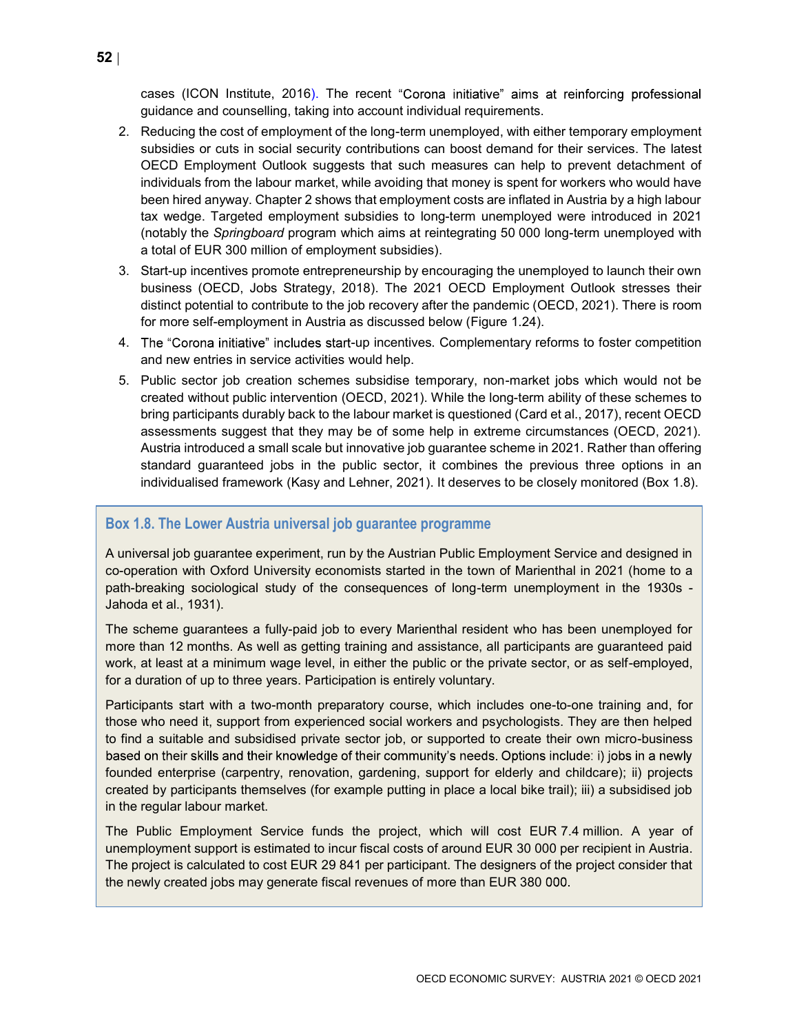cases (ICON Institute, 2016). The recent "Corona initiative" aims at reinforcing professional guidance and counselling, taking into account individual requirements.

2. Reducing the cost of employment of the long-term unemployed, with either temporary employment subsidies or cuts in social security contributions can boost demand for their services. The latest OECD Employment Outlook suggests that such measures can help to prevent detachment of individuals from the labour market, while avoiding that money is spent for workers who would have been hired anyway. Chapter 2 shows that employment costs are inflated in Austria by a high labour tax wedge. Targeted employment subsidies to long-term unemployed were introduced in 2021 (notably the *Springboard* program which aims at reintegrating 50 000 long-term unemployed with a total of EUR 300 million of employment subsidies).
3. Start-up incentives promote entrepreneurship by encouraging the unemployed to launch their own business (OECD, Jobs Strategy, 2018). The 2021 OECD Employment Outlook stresses their distinct potential to contribute to the job recovery after the pandemic (OECD, 2021). There is room for more self-employment in Austria as discussed below (Figure 1.24).
4. The "Corona initiative" includes start-up incentives. Complementary reforms to foster competition and new entries in service activities would help.
5. Public sector job creation schemes subsidise temporary, non-market jobs which would not be created without public intervention (OECD, 2021). While the long-term ability of these schemes to bring participants durably back to the labour market is questioned (Card et al., 2017), recent OECD assessments suggest that they may be of some help in extreme circumstances (OECD, 2021). Austria introduced a small scale but innovative job guarantee scheme in 2021. Rather than offering standard guaranteed jobs in the public sector, it combines the previous three options in an individualised framework (Kasy and Lehner, 2021). It deserves to be closely monitored (Box 1.8).

### Box 1.8. The Lower Austria universal job guarantee programme

A universal job guarantee experiment, run by the Austrian Public Employment Service and designed in co-operation with Oxford University economists started in the town of Marienthal in 2021 (home to a path-breaking sociological study of the consequences of long-term unemployment in the 1930s - Jahoda et al., 1931).

The scheme guarantees a fully-paid job to every Marienthal resident who has been unemployed for more than 12 months. As well as getting training and assistance, all participants are guaranteed paid work, at least at a minimum wage level, in either the public or the private sector, or as self-employed, for a duration of up to three years. Participation is entirely voluntary.

Participants start with a two-month preparatory course, which includes one-to-one training and, for those who need it, support from experienced social workers and psychologists. They are then helped to find a suitable and subsidised private sector job, or supported to create their own micro-business based on their skills and their knowledge of their community's needs. Options include: i) jobs in a newly founded enterprise (carpentry, renovation, gardening, support for elderly and childcare); ii) projects created by participants themselves (for example putting in place a local bike trail); iii) a subsidised job in the regular labour market.

The Public Employment Service funds the project, which will cost EUR 7.4 million. A year of unemployment support is estimated to incur fiscal costs of around EUR 30 000 per recipient in Austria. The project is calculated to cost EUR 29 841 per participant. The designers of the project consider that the newly created jobs may generate fiscal revenues of more than EUR 380 000.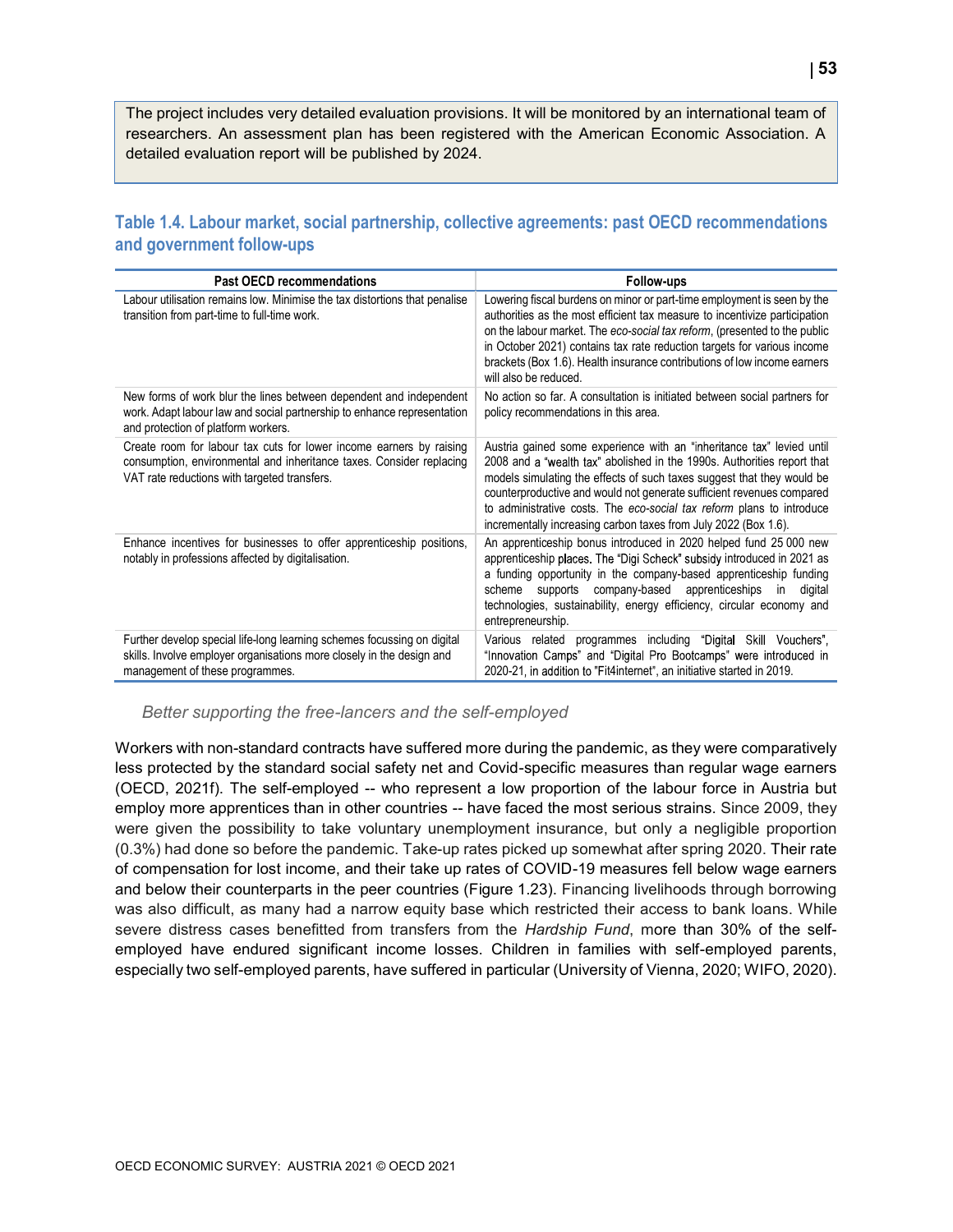The project includes very detailed evaluation provisions. It will be monitored by an international team of researchers. An assessment plan has been registered with the American Economic Association. A detailed evaluation report will be published by 2024.

### Table 1.4. Labour market, social partnership, collective agreements: past OECD recommendations and government follow-ups

| Past OECD recommendations | Follow-ups |
|---|---|
| Labour utilisation remains low. Minimise the tax distortions that penalise transition from part-time to full-time work. | Lowering fiscal burdens on minor or part-time employment is seen by the authorities as the most efficient tax measure to incentivize participation on the labour market. The *eco-social tax reform*, (presented to the public in October 2021) contains tax rate reduction targets for various income brackets (Box 1.6). Health insurance contributions of low income earners will also be reduced. |
| New forms of work blur the lines between dependent and independent work. Adapt labour law and social partnership to enhance representation and protection of platform workers. | No action so far. A consultation is initiated between social partners for policy recommendations in this area. |
| Create room for labour tax cuts for lower income earners by raising consumption, environmental and inheritance taxes. Consider replacing VAT rate reductions with targeted transfers. | Austria gained some experience with an "inheritance tax" levied until 2008 and a "wealth tax" abolished in the 1990s. Authorities report that models simulating the effects of such taxes suggest that they would be counterproductive and would not generate sufficient revenues compared to administrative costs. The *eco-social tax reform* plans to introduce incrementally increasing carbon taxes from July 2022 (Box 1.6). |
| Enhance incentives for businesses to offer apprenticeship positions, notably in professions affected by digitalisation. | An apprenticeship bonus introduced in 2020 helped fund 25 000 new apprenticeship places. The "Digi Scheck" subsidy introduced in 2021 as a funding opportunity in the company-based apprenticeship funding scheme supports company-based apprenticeships in digital technologies, sustainability, energy efficiency, circular economy and entrepreneurship. |
| Further develop special life-long learning schemes focussing on digital skills. Involve employer organisations more closely in the design and management of these programmes. | Various related programmes including "Digital Skill Vouchers", "Innovation Camps" and "Digital Pro Bootcamps" were introduced in 2020-21, in addition to "Fit4internet", an initiative started in 2019. |

*Better supporting the free-lancers and the self-employed*

Workers with non-standard contracts have suffered more during the pandemic, as they were comparatively less protected by the standard social safety net and Covid-specific measures than regular wage earners (OECD, 2021f). The self-employed -- who represent a low proportion of the labour force in Austria but employ more apprentices than in other countries -- have faced the most serious strains. Since 2009, they were given the possibility to take voluntary unemployment insurance, but only a negligible proportion (0.3%) had done so before the pandemic. Take-up rates picked up somewhat after spring 2020. Their rate of compensation for lost income, and their take up rates of COVID-19 measures fell below wage earners and below their counterparts in the peer countries (Figure 1.23). Financing livelihoods through borrowing was also difficult, as many had a narrow equity base which restricted their access to bank loans. While severe distress cases benefitted from transfers from the *Hardship Fund*, more than 30% of the self-employed have endured significant income losses. Children in families with self-employed parents, especially two self-employed parents, have suffered in particular (University of Vienna, 2020; WIFO, 2020).